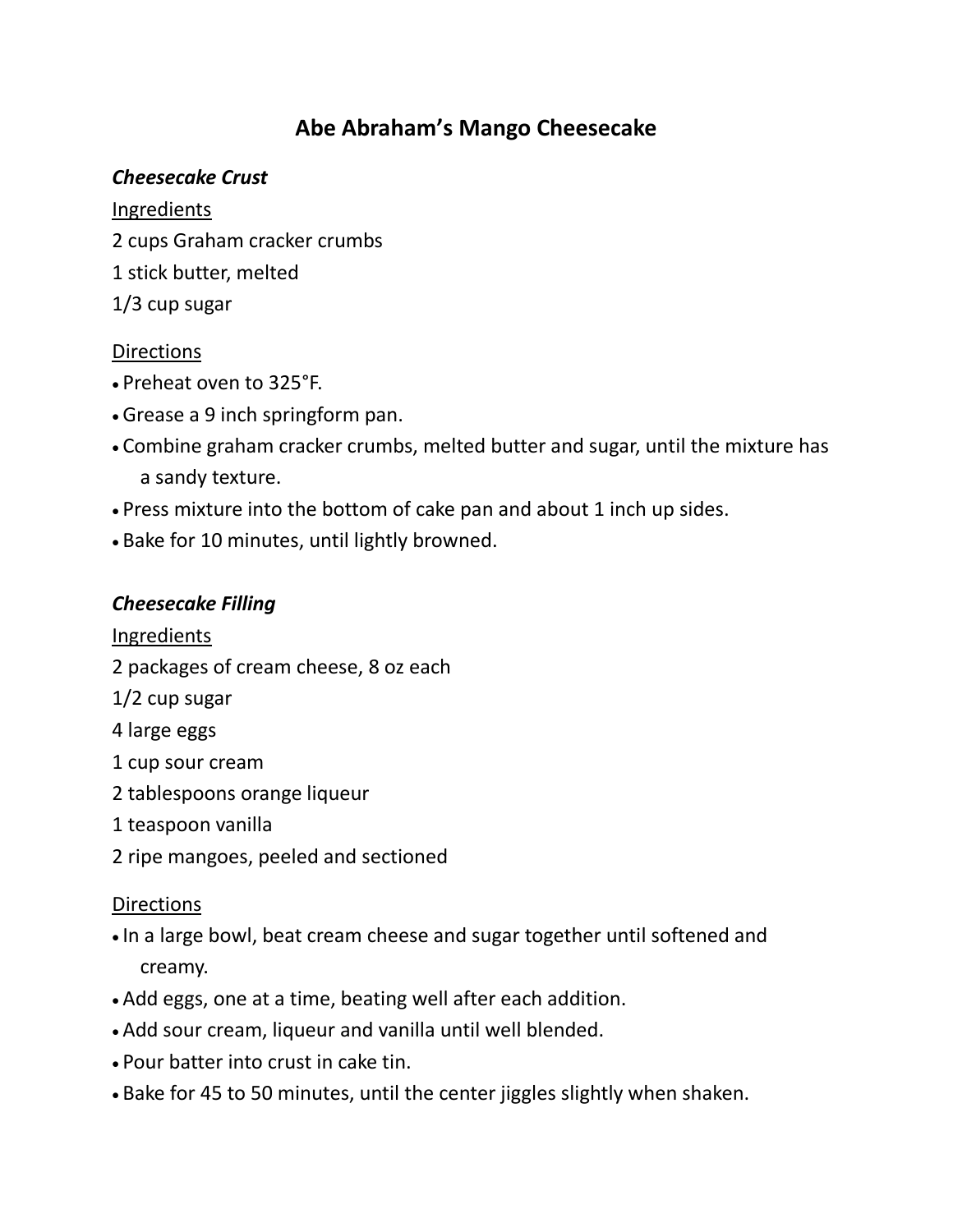# Abe Abraham's Mango Cheesecake

### *Cheesecake Crust*

Ingredients

2 cups Graham cracker crumbs

1 stick butter, melted

1/3 cup sugar

Directions

- Preheat oven to 325°F.
- Grease a 9 inch springform pan.
- Combine graham cracker crumbs, melted butter and sugar, until the mixture has a sandy texture.
- Press mixture into the bottom of cake pan and about 1 inch up sides.
- Bake for 10 minutes, until lightly browned.

### *Cheesecake Filling*

Ingredients

2 packages of cream cheese, 8 oz each

1/2 cup sugar

4 large eggs

1 cup sour cream

2 tablespoons orange liqueur

1 teaspoon vanilla

2 ripe mangoes, peeled and sectioned

Directions

- In a large bowl, beat cream cheese and sugar together until softened and creamy.
- Add eggs, one at a time, beating well after each addition.
- Add sour cream, liqueur and vanilla until well blended.
- Pour batter into crust in cake tin.
- Bake for 45 to 50 minutes, until the center jiggles slightly when shaken.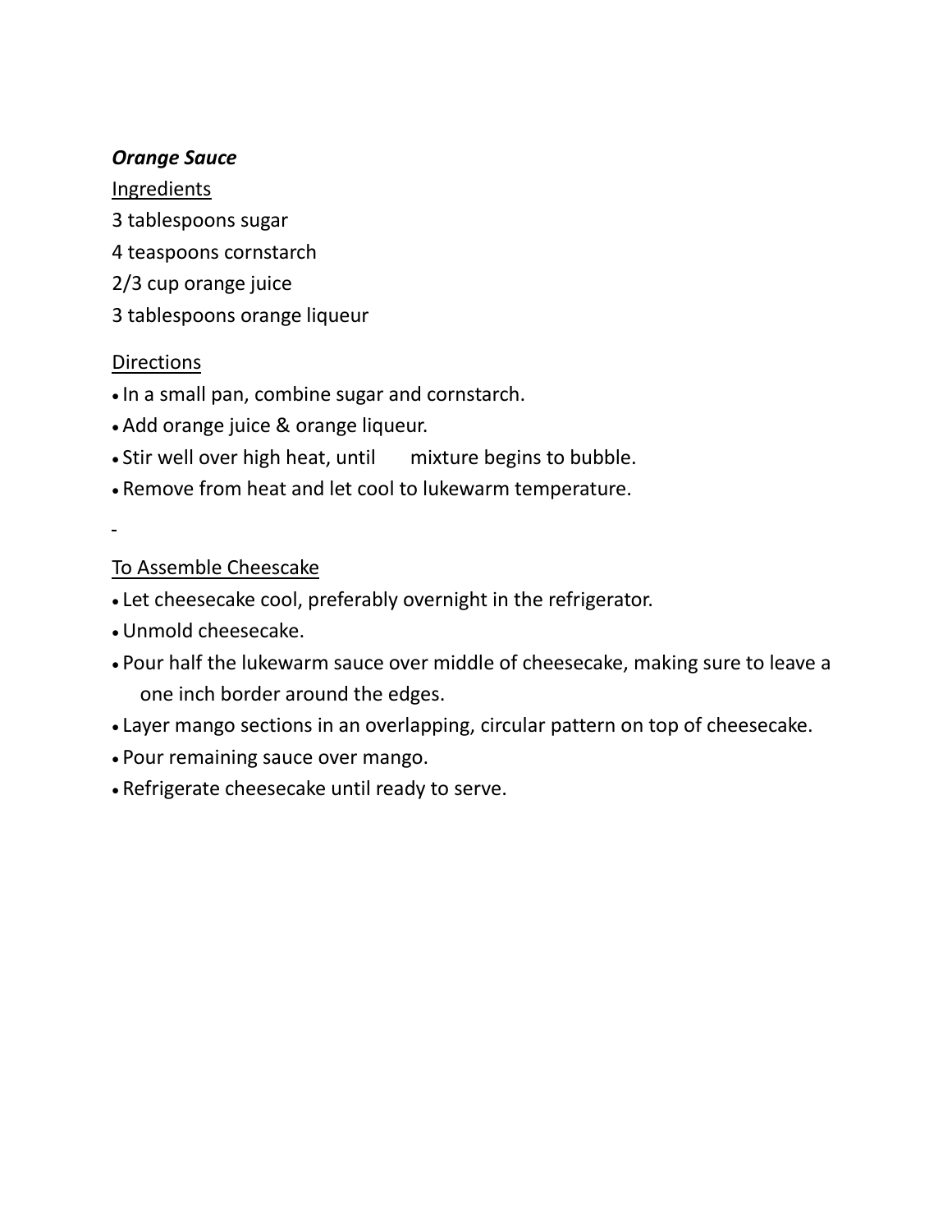***Orange Sauce***

Ingredients

3 tablespoons sugar

4 teaspoons cornstarch

2/3 cup orange juice

3 tablespoons orange liqueur

Directions

- In a small pan, combine sugar and cornstarch.
- Add orange juice & orange liqueur.
- Stir well over high heat, until mixture begins to bubble.
- Remove from heat and let cool to lukewarm temperature.

To Assemble Cheescake

- Let cheesecake cool, preferably overnight in the refrigerator.
- Unmold cheesecake.
- Pour half the lukewarm sauce over middle of cheesecake, making sure to leave a one inch border around the edges.
- Layer mango sections in an overlapping, circular pattern on top of cheesecake.
- Pour remaining sauce over mango.
- Refrigerate cheesecake until ready to serve.